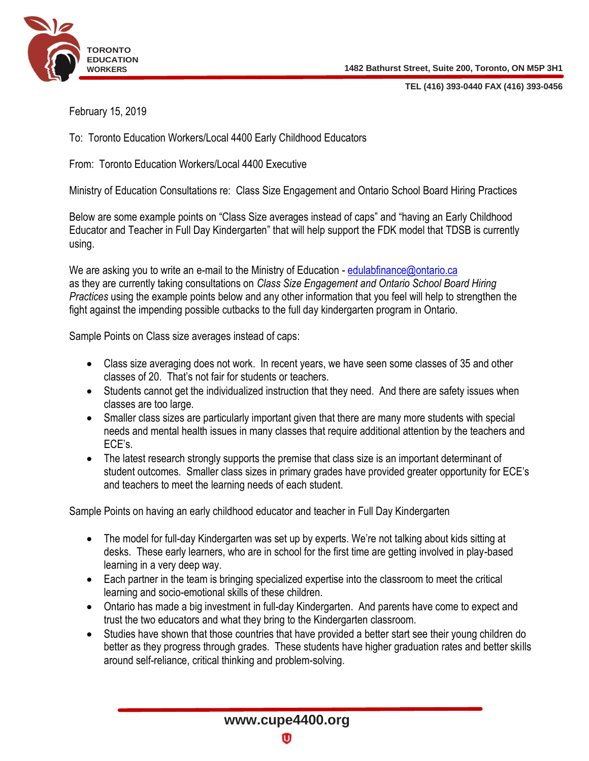**TORONTO EDUCATION WORKERS**

**1482 Bathurst Street, Suite 200, Toronto, ON M5P 3H1**

**TEL (416) 393-0440 FAX (416) 393-0456**

February 15, 2019

To: Toronto Education Workers/Local 4400 Early Childhood Educators

From: Toronto Education Workers/Local 4400 Executive

Ministry of Education Consultations re: Class Size Engagement and Ontario School Board Hiring Practices

Below are some example points on "Class Size averages instead of caps" and "having an Early Childhood Educator and Teacher in Full Day Kindergarten" that will help support the FDK model that TDSB is currently using.

We are asking you to write an e-mail to the Ministry of Education - edulabfinance@ontario.ca as they are currently taking consultations on *Class Size Engagement and Ontario School Board Hiring Practices* using the example points below and any other information that you feel will help to strengthen the fight against the impending possible cutbacks to the full day kindergarten program in Ontario.

Sample Points on Class size averages instead of caps:

- Class size averaging does not work. In recent years, we have seen some classes of 35 and other classes of 20. That's not fair for students or teachers.
- Students cannot get the individualized instruction that they need. And there are safety issues when classes are too large.
- Smaller class sizes are particularly important given that there are many more students with special needs and mental health issues in many classes that require additional attention by the teachers and ECE's.
- The latest research strongly supports the premise that class size is an important determinant of student outcomes. Smaller class sizes in primary grades have provided greater opportunity for ECE's and teachers to meet the learning needs of each student.

Sample Points on having an early childhood educator and teacher in Full Day Kindergarten

- The model for full-day Kindergarten was set up by experts. We're not talking about kids sitting at desks. These early learners, who are in school for the first time are getting involved in play-based learning in a very deep way.
- Each partner in the team is bringing specialized expertise into the classroom to meet the critical learning and socio-emotional skills of these children.
- Ontario has made a big investment in full-day Kindergarten. And parents have come to expect and trust the two educators and what they bring to the Kindergarten classroom.
- Studies have shown that those countries that have provided a better start see their young children do better as they progress through grades. These students have higher graduation rates and better skills around self-reliance, critical thinking and problem-solving.

**www.cupe4400.org**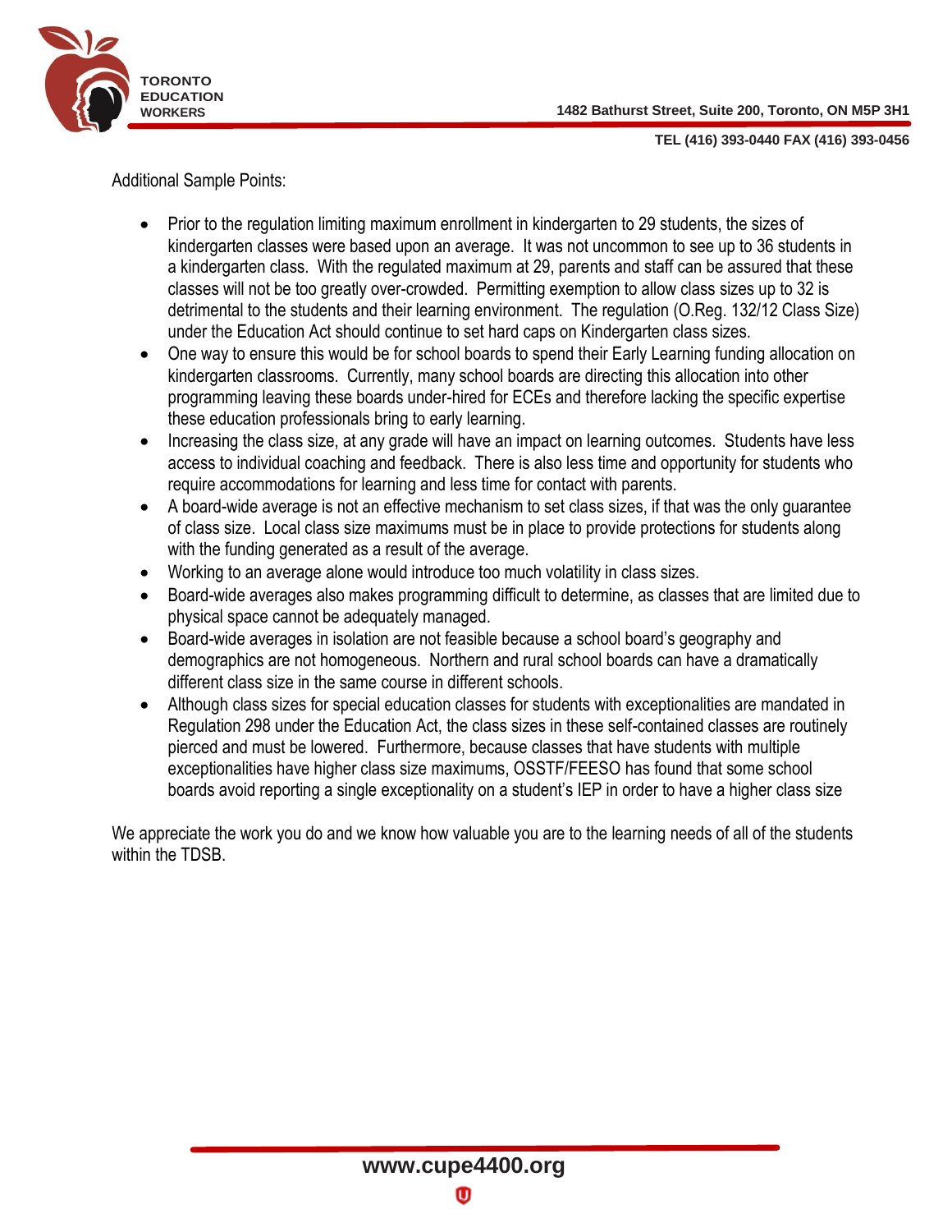Additional Sample Points:

- Prior to the regulation limiting maximum enrollment in kindergarten to 29 students, the sizes of kindergarten classes were based upon an average. It was not uncommon to see up to 36 students in a kindergarten class. With the regulated maximum at 29, parents and staff can be assured that these classes will not be too greatly over-crowded. Permitting exemption to allow class sizes up to 32 is detrimental to the students and their learning environment. The regulation (O.Reg. 132/12 Class Size) under the Education Act should continue to set hard caps on Kindergarten class sizes.
- One way to ensure this would be for school boards to spend their Early Learning funding allocation on kindergarten classrooms. Currently, many school boards are directing this allocation into other programming leaving these boards under-hired for ECEs and therefore lacking the specific expertise these education professionals bring to early learning.
- Increasing the class size, at any grade will have an impact on learning outcomes. Students have less access to individual coaching and feedback. There is also less time and opportunity for students who require accommodations for learning and less time for contact with parents.
- A board-wide average is not an effective mechanism to set class sizes, if that was the only guarantee of class size. Local class size maximums must be in place to provide protections for students along with the funding generated as a result of the average.
- Working to an average alone would introduce too much volatility in class sizes.
- Board-wide averages also makes programming difficult to determine, as classes that are limited due to physical space cannot be adequately managed.
- Board-wide averages in isolation are not feasible because a school board's geography and demographics are not homogeneous. Northern and rural school boards can have a dramatically different class size in the same course in different schools.
- Although class sizes for special education classes for students with exceptionalities are mandated in Regulation 298 under the Education Act, the class sizes in these self-contained classes are routinely pierced and must be lowered. Furthermore, because classes that have students with multiple exceptionalities have higher class size maximums, OSSTF/FEESO has found that some school boards avoid reporting a single exceptionality on a student's IEP in order to have a higher class size

We appreciate the work you do and we know how valuable you are to the learning needs of all of the students within the TDSB.